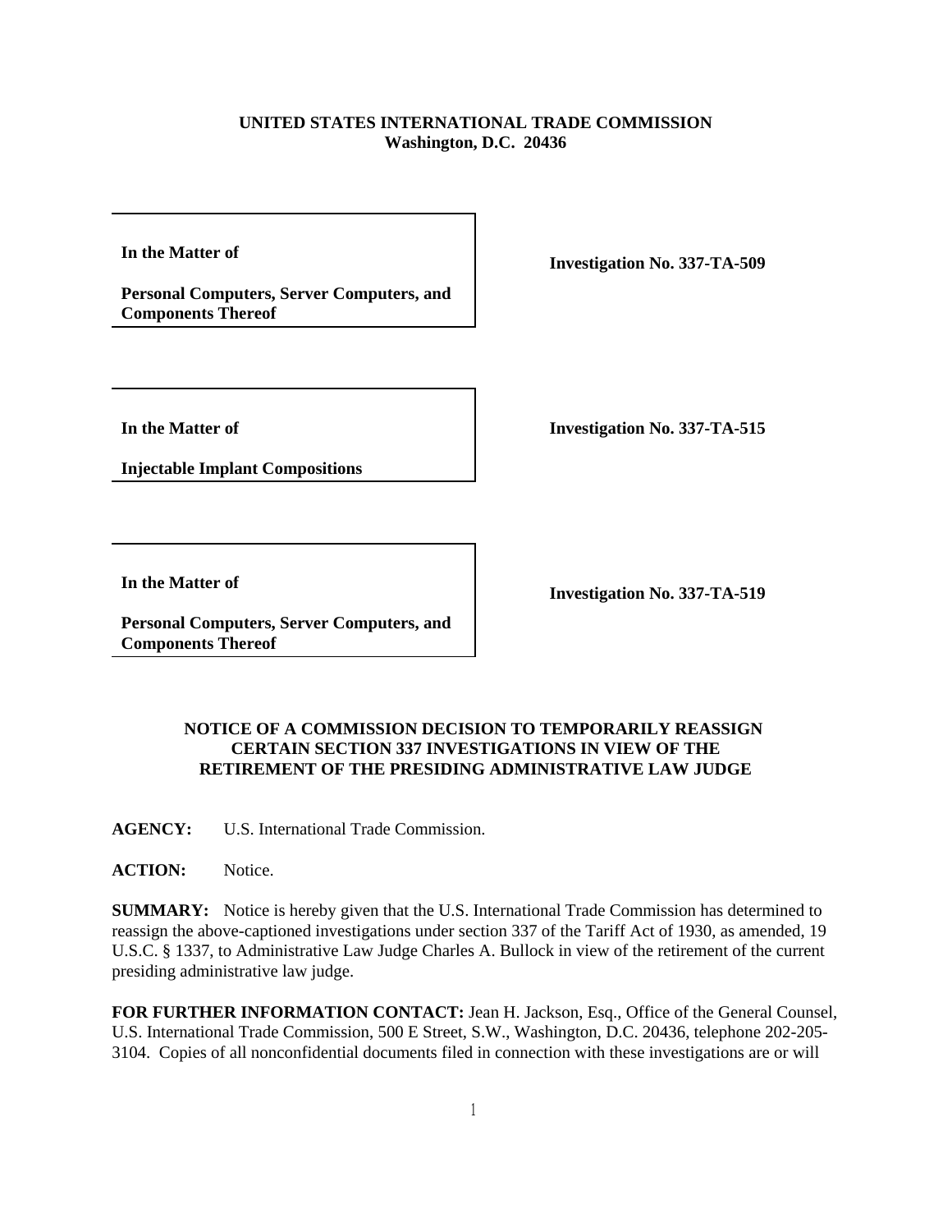**UNITED STATES INTERNATIONAL TRADE COMMISSION**
**Washington, D.C. 20436**

| | |
|---|---|
| **In the Matter of**<br><br>**Personal Computers, Server Computers, and Components Thereof** | **Investigation No. 337-TA-509** |

| | |
|---|---|
| **In the Matter of**<br><br>**Injectable Implant Compositions** | **Investigation No. 337-TA-515** |

| | |
|---|---|
| **In the Matter of**<br><br>**Personal Computers, Server Computers, and Components Thereof** | **Investigation No. 337-TA-519** |

## NOTICE OF A COMMISSION DECISION TO TEMPORARILY REASSIGN CERTAIN SECTION 337 INVESTIGATIONS IN VIEW OF THE RETIREMENT OF THE PRESIDING ADMINISTRATIVE LAW JUDGE

**AGENCY:** U.S. International Trade Commission.

**ACTION:** Notice.

**SUMMARY:** Notice is hereby given that the U.S. International Trade Commission has determined to reassign the above-captioned investigations under section 337 of the Tariff Act of 1930, as amended, 19 U.S.C. § 1337, to Administrative Law Judge Charles A. Bullock in view of the retirement of the current presiding administrative law judge.

**FOR FURTHER INFORMATION CONTACT:** Jean H. Jackson, Esq., Office of the General Counsel, U.S. International Trade Commission, 500 E Street, S.W., Washington, D.C. 20436, telephone 202-205-3104. Copies of all nonconfidential documents filed in connection with these investigations are or will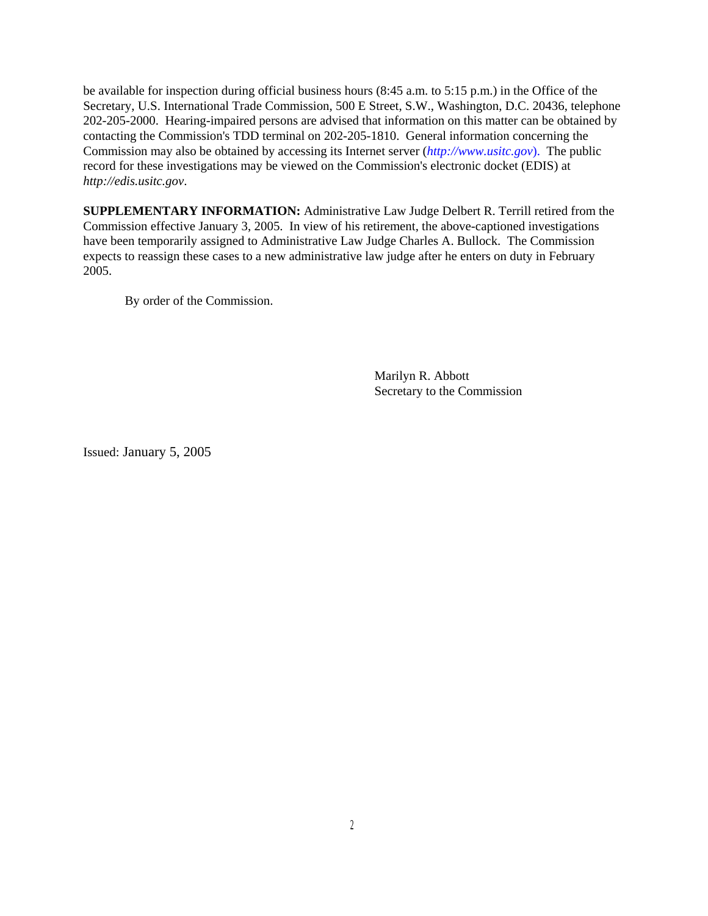be available for inspection during official business hours (8:45 a.m. to 5:15 p.m.) in the Office of the Secretary, U.S. International Trade Commission, 500 E Street, S.W., Washington, D.C. 20436, telephone 202-205-2000. Hearing-impaired persons are advised that information on this matter can be obtained by contacting the Commission's TDD terminal on 202-205-1810. General information concerning the Commission may also be obtained by accessing its Internet server (*http://www.usitc.gov*). The public record for these investigations may be viewed on the Commission's electronic docket (EDIS) at *http://edis.usitc.gov*.

**SUPPLEMENTARY INFORMATION:** Administrative Law Judge Delbert R. Terrill retired from the Commission effective January 3, 2005. In view of his retirement, the above-captioned investigations have been temporarily assigned to Administrative Law Judge Charles A. Bullock. The Commission expects to reassign these cases to a new administrative law judge after he enters on duty in February 2005.

By order of the Commission.

Marilyn R. Abbott
Secretary to the Commission

Issued: January 5, 2005